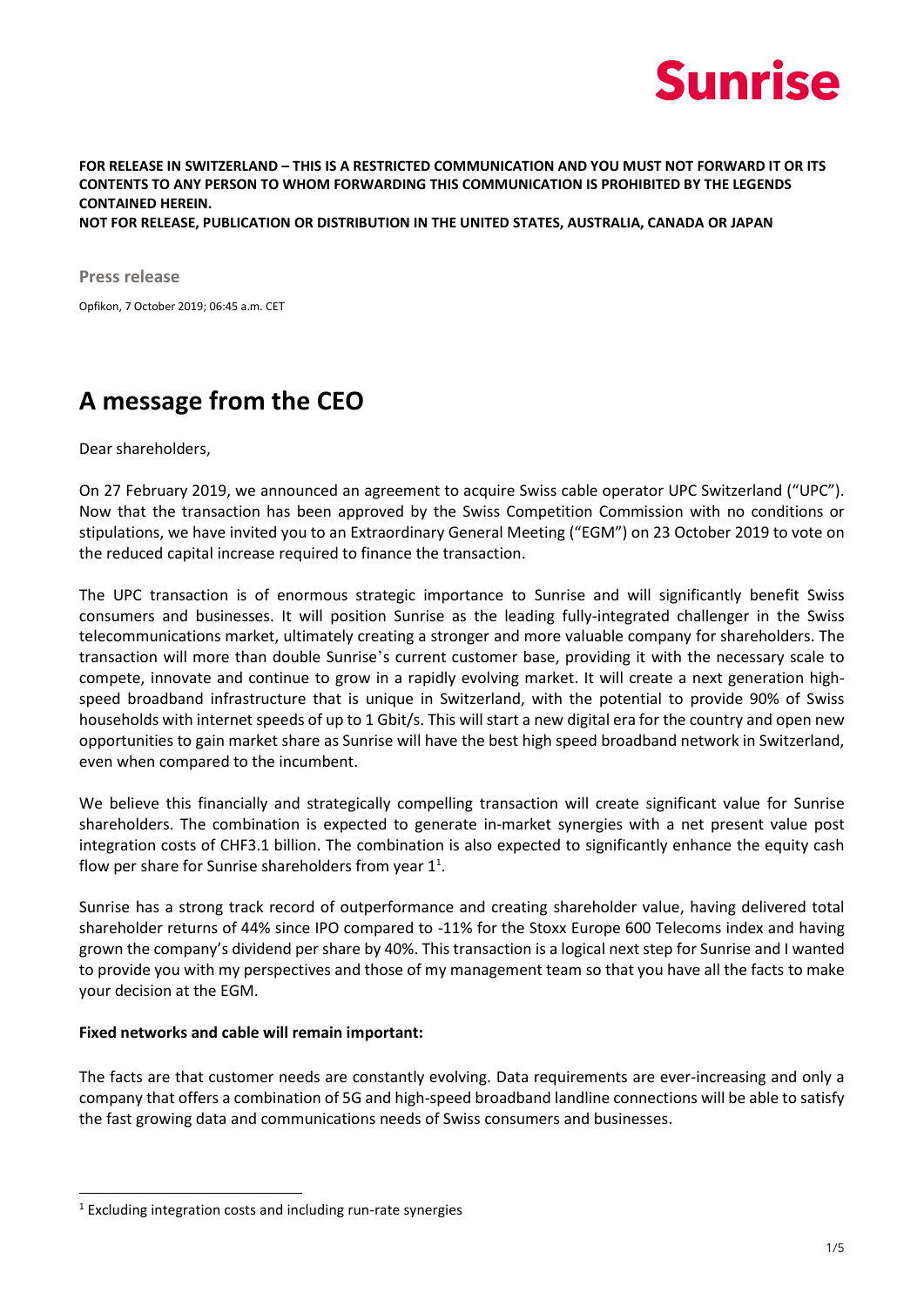**FOR RELEASE IN SWITZERLAND – THIS IS A RESTRICTED COMMUNICATION AND YOU MUST NOT FORWARD IT OR ITS CONTENTS TO ANY PERSON TO WHOM FORWARDING THIS COMMUNICATION IS PROHIBITED BY THE LEGENDS CONTAINED HEREIN.**
**NOT FOR RELEASE, PUBLICATION OR DISTRIBUTION IN THE UNITED STATES, AUSTRALIA, CANADA OR JAPAN**

**Press release**

Opfikon, 7 October 2019; 06:45 a.m. CET

# A message from the CEO

Dear shareholders,

On 27 February 2019, we announced an agreement to acquire Swiss cable operator UPC Switzerland ("UPC"). Now that the transaction has been approved by the Swiss Competition Commission with no conditions or stipulations, we have invited you to an Extraordinary General Meeting ("EGM") on 23 October 2019 to vote on the reduced capital increase required to finance the transaction.

The UPC transaction is of enormous strategic importance to Sunrise and will significantly benefit Swiss consumers and businesses. It will position Sunrise as the leading fully-integrated challenger in the Swiss telecommunications market, ultimately creating a stronger and more valuable company for shareholders. The transaction will more than double Sunrise's current customer base, providing it with the necessary scale to compete, innovate and continue to grow in a rapidly evolving market. It will create a next generation high-speed broadband infrastructure that is unique in Switzerland, with the potential to provide 90% of Swiss households with internet speeds of up to 1 Gbit/s. This will start a new digital era for the country and open new opportunities to gain market share as Sunrise will have the best high speed broadband network in Switzerland, even when compared to the incumbent.

We believe this financially and strategically compelling transaction will create significant value for Sunrise shareholders. The combination is expected to generate in-market synergies with a net present value post integration costs of CHF3.1 billion. The combination is also expected to significantly enhance the equity cash flow per share for Sunrise shareholders from year 1[1].

Sunrise has a strong track record of outperformance and creating shareholder value, having delivered total shareholder returns of 44% since IPO compared to -11% for the Stoxx Europe 600 Telecoms index and having grown the company's dividend per share by 40%. This transaction is a logical next step for Sunrise and I wanted to provide you with my perspectives and those of my management team so that you have all the facts to make your decision at the EGM.

**Fixed networks and cable will remain important:**

The facts are that customer needs are constantly evolving. Data requirements are ever-increasing and only a company that offers a combination of 5G and high-speed broadband landline connections will be able to satisfy the fast growing data and communications needs of Swiss consumers and businesses.

[1] Excluding integration costs and including run-rate synergies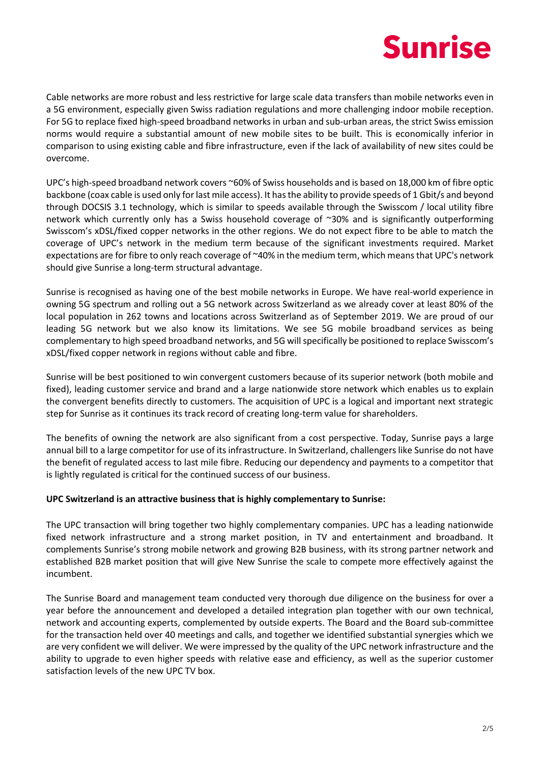Cable networks are more robust and less restrictive for large scale data transfers than mobile networks even in a 5G environment, especially given Swiss radiation regulations and more challenging indoor mobile reception. For 5G to replace fixed high-speed broadband networks in urban and sub-urban areas, the strict Swiss emission norms would require a substantial amount of new mobile sites to be built. This is economically inferior in comparison to using existing cable and fibre infrastructure, even if the lack of availability of new sites could be overcome.

UPC's high-speed broadband network covers ~60% of Swiss households and is based on 18,000 km of fibre optic backbone (coax cable is used only for last mile access). It has the ability to provide speeds of 1 Gbit/s and beyond through DOCSIS 3.1 technology, which is similar to speeds available through the Swisscom / local utility fibre network which currently only has a Swiss household coverage of ~30% and is significantly outperforming Swisscom's xDSL/fixed copper networks in the other regions. We do not expect fibre to be able to match the coverage of UPC's network in the medium term because of the significant investments required. Market expectations are for fibre to only reach coverage of ~40% in the medium term, which means that UPC's network should give Sunrise a long-term structural advantage.

Sunrise is recognised as having one of the best mobile networks in Europe. We have real-world experience in owning 5G spectrum and rolling out a 5G network across Switzerland as we already cover at least 80% of the local population in 262 towns and locations across Switzerland as of September 2019. We are proud of our leading 5G network but we also know its limitations. We see 5G mobile broadband services as being complementary to high speed broadband networks, and 5G will specifically be positioned to replace Swisscom's xDSL/fixed copper network in regions without cable and fibre.

Sunrise will be best positioned to win convergent customers because of its superior network (both mobile and fixed), leading customer service and brand and a large nationwide store network which enables us to explain the convergent benefits directly to customers. The acquisition of UPC is a logical and important next strategic step for Sunrise as it continues its track record of creating long-term value for shareholders.

The benefits of owning the network are also significant from a cost perspective. Today, Sunrise pays a large annual bill to a large competitor for use of its infrastructure. In Switzerland, challengers like Sunrise do not have the benefit of regulated access to last mile fibre. Reducing our dependency and payments to a competitor that is lightly regulated is critical for the continued success of our business.

**UPC Switzerland is an attractive business that is highly complementary to Sunrise:**

The UPC transaction will bring together two highly complementary companies. UPC has a leading nationwide fixed network infrastructure and a strong market position, in TV and entertainment and broadband. It complements Sunrise's strong mobile network and growing B2B business, with its strong partner network and established B2B market position that will give New Sunrise the scale to compete more effectively against the incumbent.

The Sunrise Board and management team conducted very thorough due diligence on the business for over a year before the announcement and developed a detailed integration plan together with our own technical, network and accounting experts, complemented by outside experts. The Board and the Board sub-committee for the transaction held over 40 meetings and calls, and together we identified substantial synergies which we are very confident we will deliver. We were impressed by the quality of the UPC network infrastructure and the ability to upgrade to even higher speeds with relative ease and efficiency, as well as the superior customer satisfaction levels of the new UPC TV box.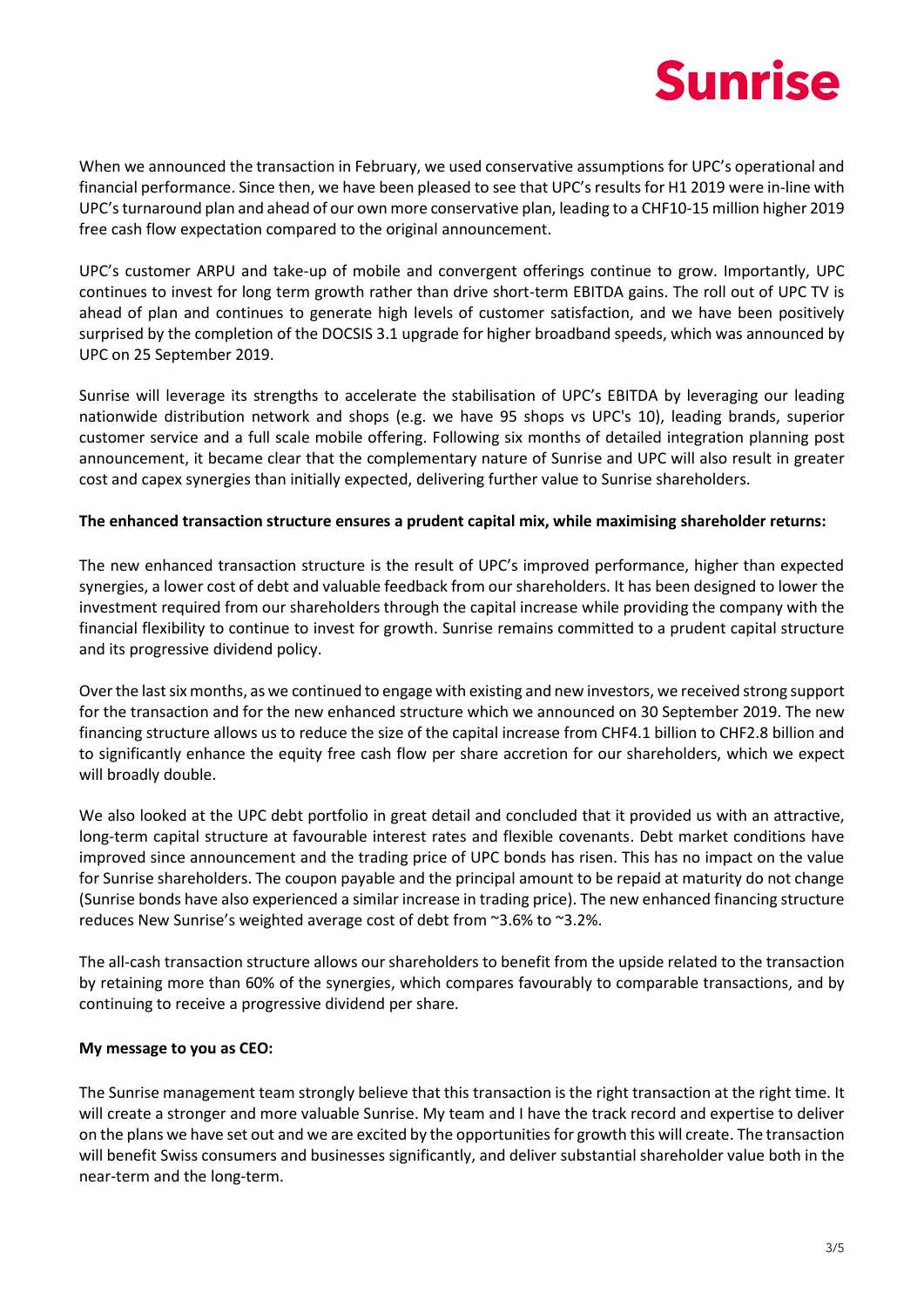When we announced the transaction in February, we used conservative assumptions for UPC's operational and financial performance. Since then, we have been pleased to see that UPC's results for H1 2019 were in-line with UPC's turnaround plan and ahead of our own more conservative plan, leading to a CHF10-15 million higher 2019 free cash flow expectation compared to the original announcement.

UPC's customer ARPU and take-up of mobile and convergent offerings continue to grow. Importantly, UPC continues to invest for long term growth rather than drive short-term EBITDA gains. The roll out of UPC TV is ahead of plan and continues to generate high levels of customer satisfaction, and we have been positively surprised by the completion of the DOCSIS 3.1 upgrade for higher broadband speeds, which was announced by UPC on 25 September 2019.

Sunrise will leverage its strengths to accelerate the stabilisation of UPC's EBITDA by leveraging our leading nationwide distribution network and shops (e.g. we have 95 shops vs UPC's 10), leading brands, superior customer service and a full scale mobile offering. Following six months of detailed integration planning post announcement, it became clear that the complementary nature of Sunrise and UPC will also result in greater cost and capex synergies than initially expected, delivering further value to Sunrise shareholders.

**The enhanced transaction structure ensures a prudent capital mix, while maximising shareholder returns:**

The new enhanced transaction structure is the result of UPC's improved performance, higher than expected synergies, a lower cost of debt and valuable feedback from our shareholders. It has been designed to lower the investment required from our shareholders through the capital increase while providing the company with the financial flexibility to continue to invest for growth. Sunrise remains committed to a prudent capital structure and its progressive dividend policy.

Over the last six months, as we continued to engage with existing and new investors, we received strong support for the transaction and for the new enhanced structure which we announced on 30 September 2019. The new financing structure allows us to reduce the size of the capital increase from CHF4.1 billion to CHF2.8 billion and to significantly enhance the equity free cash flow per share accretion for our shareholders, which we expect will broadly double.

We also looked at the UPC debt portfolio in great detail and concluded that it provided us with an attractive, long-term capital structure at favourable interest rates and flexible covenants. Debt market conditions have improved since announcement and the trading price of UPC bonds has risen. This has no impact on the value for Sunrise shareholders. The coupon payable and the principal amount to be repaid at maturity do not change (Sunrise bonds have also experienced a similar increase in trading price). The new enhanced financing structure reduces New Sunrise's weighted average cost of debt from ~3.6% to ~3.2%.

The all-cash transaction structure allows our shareholders to benefit from the upside related to the transaction by retaining more than 60% of the synergies, which compares favourably to comparable transactions, and by continuing to receive a progressive dividend per share.

**My message to you as CEO:**

The Sunrise management team strongly believe that this transaction is the right transaction at the right time. It will create a stronger and more valuable Sunrise. My team and I have the track record and expertise to deliver on the plans we have set out and we are excited by the opportunities for growth this will create. The transaction will benefit Swiss consumers and businesses significantly, and deliver substantial shareholder value both in the near-term and the long-term.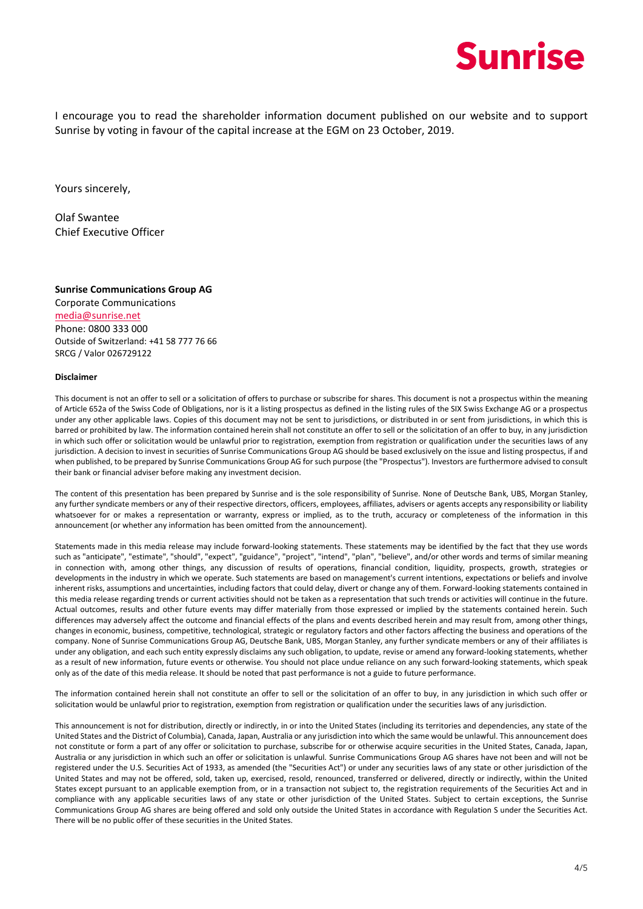I encourage you to read the shareholder information document published on our website and to support Sunrise by voting in favour of the capital increase at the EGM on 23 October, 2019.

Yours sincerely,

Olaf Swantee
Chief Executive Officer

**Sunrise Communications Group AG**
Corporate Communications
media@sunrise.net
Phone: 0800 333 000
Outside of Switzerland: +41 58 777 76 66
SRCG / Valor 026729122

**Disclaimer**

This document is not an offer to sell or a solicitation of offers to purchase or subscribe for shares. This document is not a prospectus within the meaning of Article 652a of the Swiss Code of Obligations, nor is it a listing prospectus as defined in the listing rules of the SIX Swiss Exchange AG or a prospectus under any other applicable laws. Copies of this document may not be sent to jurisdictions, or distributed in or sent from jurisdictions, in which this is barred or prohibited by law. The information contained herein shall not constitute an offer to sell or the solicitation of an offer to buy, in any jurisdiction in which such offer or solicitation would be unlawful prior to registration, exemption from registration or qualification under the securities laws of any jurisdiction. A decision to invest in securities of Sunrise Communications Group AG should be based exclusively on the issue and listing prospectus, if and when published, to be prepared by Sunrise Communications Group AG for such purpose (the "Prospectus"). Investors are furthermore advised to consult their bank or financial adviser before making any investment decision.

The content of this presentation has been prepared by Sunrise and is the sole responsibility of Sunrise. None of Deutsche Bank, UBS, Morgan Stanley, any further syndicate members or any of their respective directors, officers, employees, affiliates, advisers or agents accepts any responsibility or liability whatsoever for or makes a representation or warranty, express or implied, as to the truth, accuracy or completeness of the information in this announcement (or whether any information has been omitted from the announcement).

Statements made in this media release may include forward-looking statements. These statements may be identified by the fact that they use words such as "anticipate", "estimate", "should", "expect", "guidance", "project", "intend", "plan", "believe", and/or other words and terms of similar meaning in connection with, among other things, any discussion of results of operations, financial condition, liquidity, prospects, growth, strategies or developments in the industry in which we operate. Such statements are based on management's current intentions, expectations or beliefs and involve inherent risks, assumptions and uncertainties, including factors that could delay, divert or change any of them. Forward-looking statements contained in this media release regarding trends or current activities should not be taken as a representation that such trends or activities will continue in the future. Actual outcomes, results and other future events may differ materially from those expressed or implied by the statements contained herein. Such differences may adversely affect the outcome and financial effects of the plans and events described herein and may result from, among other things, changes in economic, business, competitive, technological, strategic or regulatory factors and other factors affecting the business and operations of the company. None of Sunrise Communications Group AG, Deutsche Bank, UBS, Morgan Stanley, any further syndicate members or any of their affiliates is under any obligation, and each such entity expressly disclaims any such obligation, to update, revise or amend any forward-looking statements, whether as a result of new information, future events or otherwise. You should not place undue reliance on any such forward-looking statements, which speak only as of the date of this media release. It should be noted that past performance is not a guide to future performance.

The information contained herein shall not constitute an offer to sell or the solicitation of an offer to buy, in any jurisdiction in which such offer or solicitation would be unlawful prior to registration, exemption from registration or qualification under the securities laws of any jurisdiction.

This announcement is not for distribution, directly or indirectly, in or into the United States (including its territories and dependencies, any state of the United States and the District of Columbia), Canada, Japan, Australia or any jurisdiction into which the same would be unlawful. This announcement does not constitute or form a part of any offer or solicitation to purchase, subscribe for or otherwise acquire securities in the United States, Canada, Japan, Australia or any jurisdiction in which such an offer or solicitation is unlawful. Sunrise Communications Group AG shares have not been and will not be registered under the U.S. Securities Act of 1933, as amended (the "Securities Act") or under any securities laws of any state or other jurisdiction of the United States and may not be offered, sold, taken up, exercised, resold, renounced, transferred or delivered, directly or indirectly, within the United States except pursuant to an applicable exemption from, or in a transaction not subject to, the registration requirements of the Securities Act and in compliance with any applicable securities laws of any state or other jurisdiction of the United States. Subject to certain exceptions, the Sunrise Communications Group AG shares are being offered and sold only outside the United States in accordance with Regulation S under the Securities Act. There will be no public offer of these securities in the United States.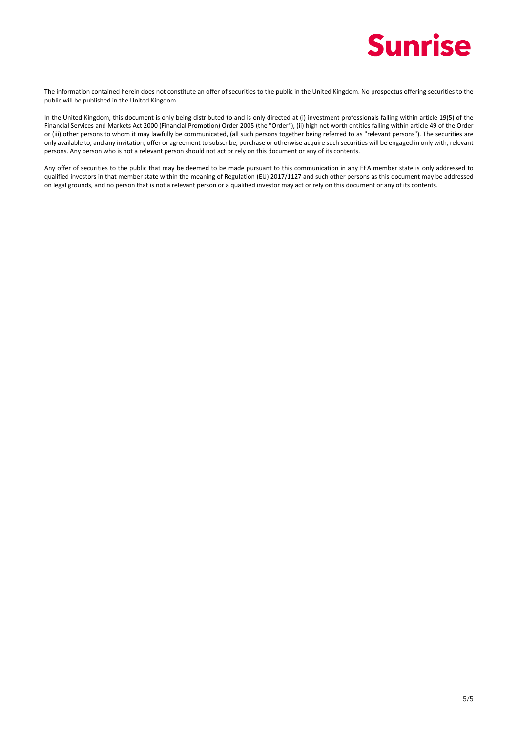The information contained herein does not constitute an offer of securities to the public in the United Kingdom. No prospectus offering securities to the public will be published in the United Kingdom.

In the United Kingdom, this document is only being distributed to and is only directed at (i) investment professionals falling within article 19(5) of the Financial Services and Markets Act 2000 (Financial Promotion) Order 2005 (the "Order"), (ii) high net worth entities falling within article 49 of the Order or (iii) other persons to whom it may lawfully be communicated, (all such persons together being referred to as "relevant persons"). The securities are only available to, and any invitation, offer or agreement to subscribe, purchase or otherwise acquire such securities will be engaged in only with, relevant persons. Any person who is not a relevant person should not act or rely on this document or any of its contents.

Any offer of securities to the public that may be deemed to be made pursuant to this communication in any EEA member state is only addressed to qualified investors in that member state within the meaning of Regulation (EU) 2017/1127 and such other persons as this document may be addressed on legal grounds, and no person that is not a relevant person or a qualified investor may act or rely on this document or any of its contents.